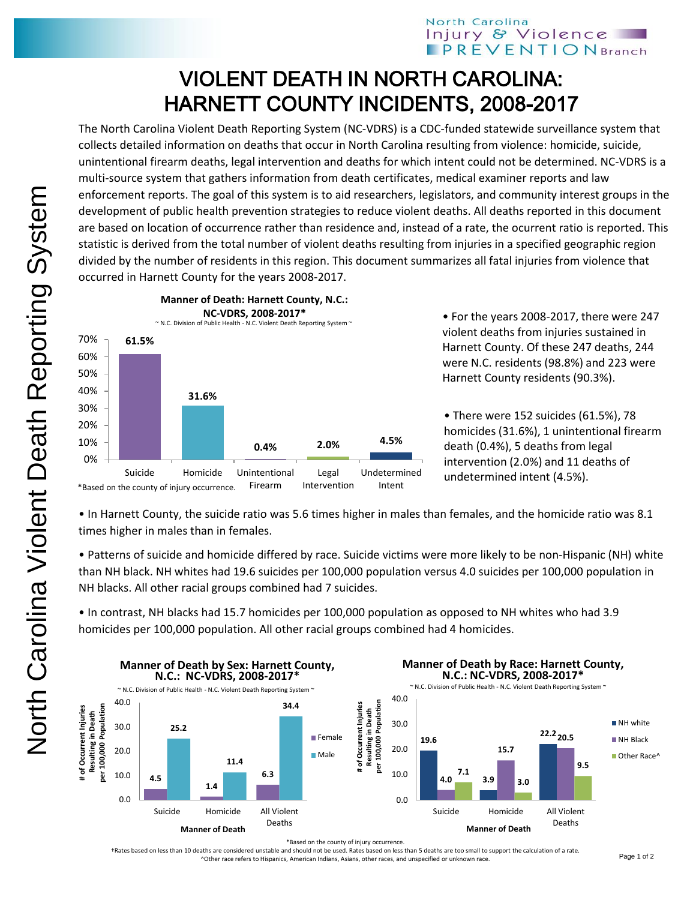# VIOLENT DEATH IN NORTH CAROLINA: HARNETT COUNTY INCIDENTS, 2008-2017

The North Carolina Violent Death Reporting System (NC-VDRS) is a CDC-funded statewide surveillance system that collects detailed information on deaths that occur in North Carolina resulting from violence: homicide, suicide, unintentional firearm deaths, legal intervention and deaths for which intent could not be determined. NC-VDRS is a multi-source system that gathers information from death certificates, medical examiner reports and law enforcement reports. The goal of this system is to aid researchers, legislators, and community interest groups in the development of public health prevention strategies to reduce violent deaths. All deaths reported in this document are based on location of occurrence rather than residence and, instead of a rate, the ocurrent ratio is reported. This statistic is derived from the total number of violent deaths resulting from injuries in a specified geographic region divided by the number of residents in this region. This document summarizes all fatal injuries from violence that occurred in Harnett County for the years 2008-2017.

**Manner of Death: Harnett County, N.C.: NC-VDRS, 2008-2017***

~ N.C. Division of Public Health - N.C. Violent Death Reporting System ~

| Manner of Death | Percent |
|---|---|
| Suicide | 61.5% |
| Homicide | 31.6% |
| Unintentional Firearm | 0.4% |
| Legal Intervention | 2.0% |
| Undetermined Intent | 4.5% |

*Based on the county of injury occurrence.

- For the years 2008-2017, there were 247 violent deaths from injuries sustained in Harnett County. Of these 247 deaths, 244 were N.C. residents (98.8%) and 223 were Harnett County residents (90.3%).

- There were 152 suicides (61.5%), 78 homicides (31.6%), 1 unintentional firearm death (0.4%), 5 deaths from legal intervention (2.0%) and 11 deaths of undetermined intent (4.5%).

- In Harnett County, the suicide ratio was 5.6 times higher in males than females, and the homicide ratio was 8.1 times higher in males than in females.

- Patterns of suicide and homicide differed by race. Suicide victims were more likely to be non-Hispanic (NH) white than NH black. NH whites had 19.6 suicides per 100,000 population versus 4.0 suicides per 100,000 population in NH blacks. All other racial groups combined had 7 suicides.

- In contrast, NH blacks had 15.7 homicides per 100,000 population as opposed to NH whites who had 3.9 homicides per 100,000 population. All other racial groups combined had 4 homicides.

**Manner of Death by Sex: Harnett County, N.C.: NC-VDRS, 2008-2017***

~ N.C. Division of Public Health - N.C. Violent Death Reporting System ~

# of Occurrent Injuries Resulting in Death per 100,000 Population

| Manner of Death | Female | Male |
|---|---|---|
| Suicide | 4.5 | 25.2 |
| Homicide | 1.4 | 11.4 |
| All Violent Deaths | 6.3 | 34.4 |

**Manner of Death by Race: Harnett County, N.C.: NC-VDRS, 2008-2017***

~ N.C. Division of Public Health - N.C. Violent Death Reporting System ~

# of Occurrent Injuries Resulting in Death per 100,000 Population

| Manner of Death | NH white | NH Black | Other Race^ |
|---|---|---|---|
| Suicide | 19.6 | 4.0 | 7.1 |
| Homicide | 3.9 | 15.7 | 3.0 |
| All Violent Deaths | 22.2 | 20.5 | 9.5 |

*Based on the county of injury occurrence.

†Rates based on less than 10 deaths are considered unstable and should not be used. Rates based on less than 5 deaths are too small to support the calculation of a rate.

^Other race refers to Hispanics, American Indians, Asians, other races, and unspecified or unknown race.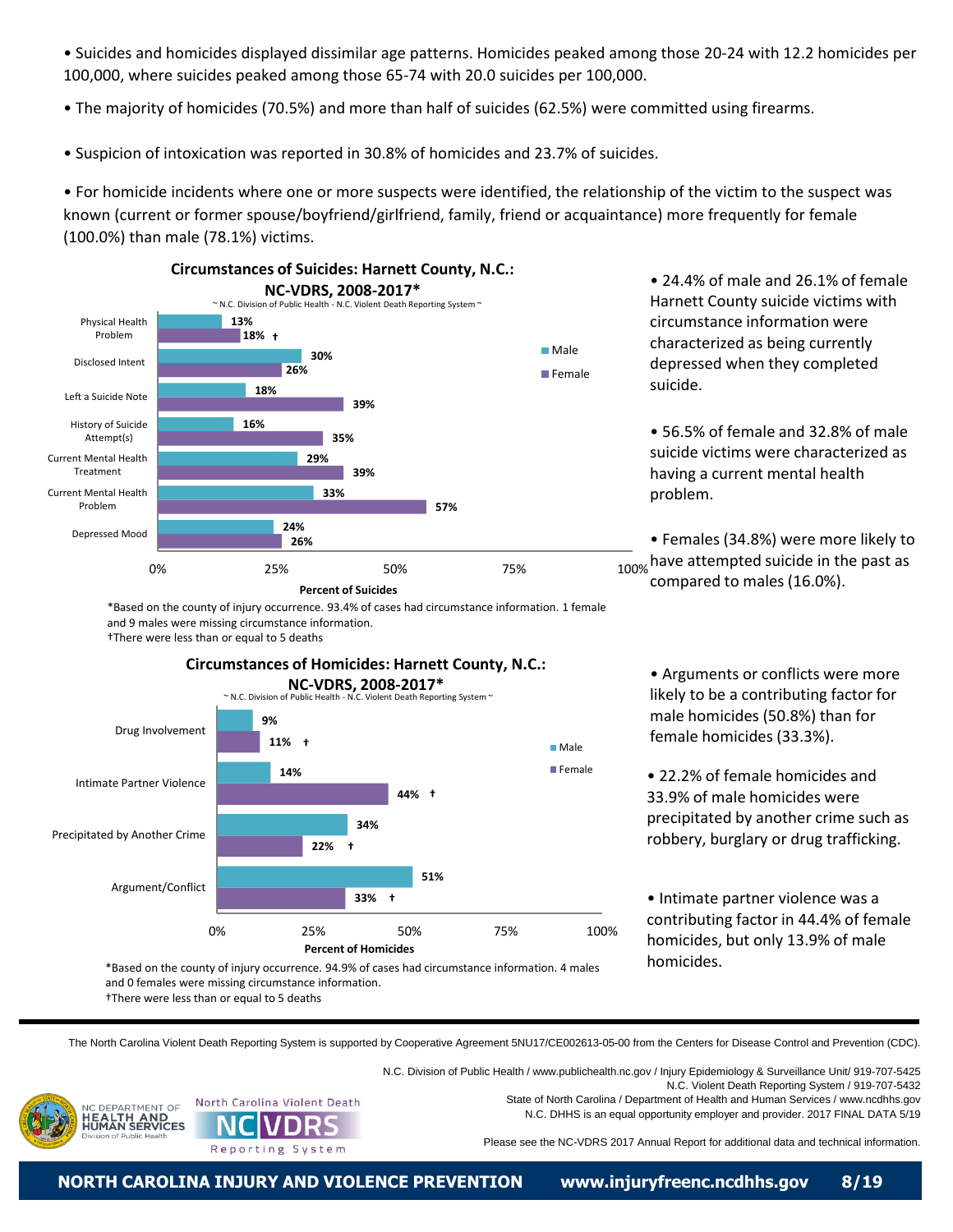- Suicides and homicides displayed dissimilar age patterns. Homicides peaked among those 20-24 with 12.2 homicides per 100,000, where suicides peaked among those 65-74 with 20.0 suicides per 100,000.
- The majority of homicides (70.5%) and more than half of suicides (62.5%) were committed using firearms.
- Suspicion of intoxication was reported in 30.8% of homicides and 23.7% of suicides.
- For homicide incidents where one or more suspects were identified, the relationship of the victim to the suspect was known (current or former spouse/boyfriend/girlfriend, family, friend or acquaintance) more frequently for female (100.0%) than male (78.1%) victims.

**Circumstances of Suicides: Harnett County, N.C.: NC-VDRS, 2008-2017***

~ N.C. Division of Public Health - N.C. Violent Death Reporting System ~

Male
Female

Physical Health Problem: 13%, 18% †
Disclosed Intent: 30%, 26%
Left a Suicide Note: 18%, 39%
History of Suicide Attempt(s): 16%, 35%
Current Mental Health Treatment: 29%, 39%
Current Mental Health Problem: 33%, 57%
Depressed Mood: 24%, 26%

0% 25% 50% 75% 100%

Percent of Suicides

*Based on the county of injury occurrence. 93.4% of cases had circumstance information. 1 female and 9 males were missing circumstance information.
†There were less than or equal to 5 deaths

- 24.4% of male and 26.1% of female Harnett County suicide victims with circumstance information were characterized as being currently depressed when they completed suicide.
- 56.5% of female and 32.8% of male suicide victims were characterized as having a current mental health problem.
- Females (34.8%) were more likely to have attempted suicide in the past as compared to males (16.0%).

**Circumstances of Homicides: Harnett County, N.C.: NC-VDRS, 2008-2017***

~ N.C. Division of Public Health - N.C. Violent Death Reporting System ~

Male
Female

Drug Involvement: 9%, 11% †
Intimate Partner Violence: 14%, 44% †
Precipitated by Another Crime: 34%, 22% †
Argument/Conflict: 51%, 33% †

0% 25% 50% 75% 100%

Percent of Homicides

*Based on the county of injury occurrence. 94.9% of cases had circumstance information. 4 males and 0 females were missing circumstance information.
†There were less than or equal to 5 deaths

- Arguments or conflicts were more likely to be a contributing factor for male homicides (50.8%) than for female homicides (33.3%).
- 22.2% of female homicides and 33.9% of male homicides were precipitated by another crime such as robbery, burglary or drug trafficking.
- Intimate partner violence was a contributing factor in 44.4% of female homicides, but only 13.9% of male homicides.

The North Carolina Violent Death Reporting System is supported by Cooperative Agreement 5NU17/CE002613-05-00 from the Centers for Disease Control and Prevention (CDC).

N.C. Division of Public Health / www.publichealth.nc.gov / Injury Epidemiology & Surveillance Unit/ 919-707-5425
N.C. Violent Death Reporting System / 919-707-5432
State of North Carolina / Department of Health and Human Services / www.ncdhhs.gov
N.C. DHHS is an equal opportunity employer and provider. 2017 FINAL DATA 5/19

Please see the NC-VDRS 2017 Annual Report for additional data and technical information.

**NORTH CAROLINA INJURY AND VIOLENCE PREVENTION www.injuryfreenc.ncdhhs.gov**